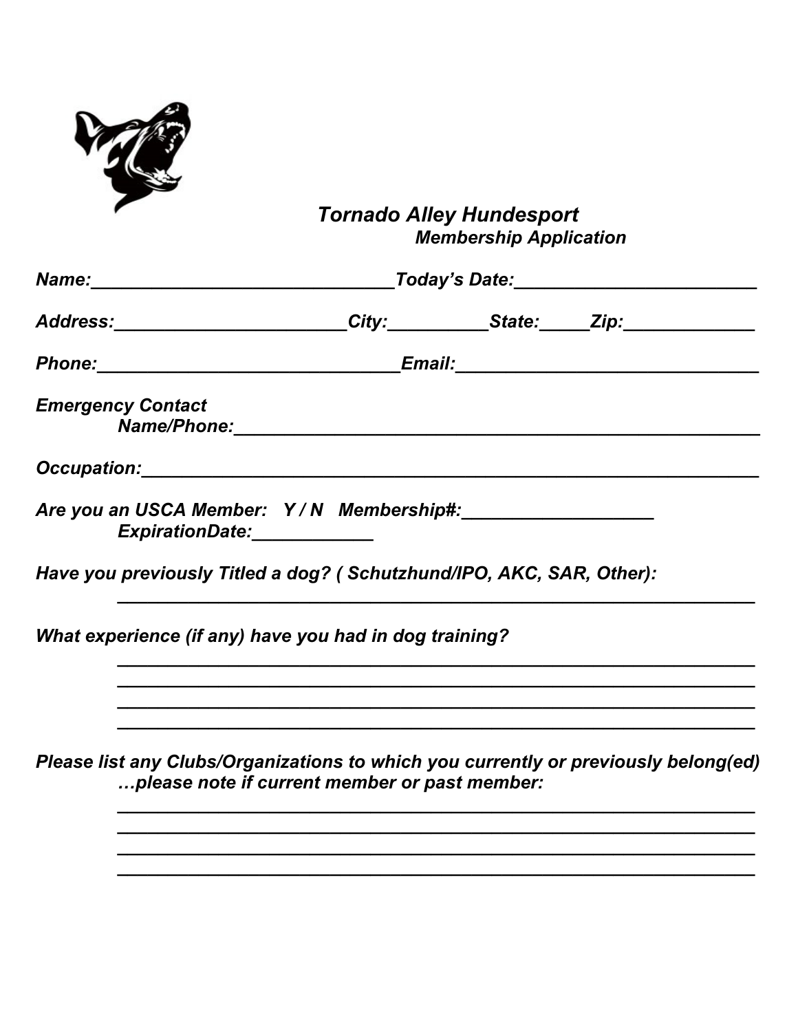# *Tornado Alley Hundesport*

### *Membership Application*

***Name:\_\_\_\_\_\_\_\_\_\_\_\_\_\_\_\_\_\_\_\_\_\_\_\_\_\_\_\_\_\_Today's Date:\_\_\_\_\_\_\_\_\_\_\_\_\_\_\_\_\_\_\_\_\_\_\_\_***

***Address:\_\_\_\_\_\_\_\_\_\_\_\_\_\_\_\_\_\_\_\_\_\_\_City:\_\_\_\_\_\_\_\_\_\_State:\_\_\_\_\_Zip:\_\_\_\_\_\_\_\_\_\_\_\_\_***

***Phone:\_\_\_\_\_\_\_\_\_\_\_\_\_\_\_\_\_\_\_\_\_\_\_\_\_\_\_\_\_\_Email:\_\_\_\_\_\_\_\_\_\_\_\_\_\_\_\_\_\_\_\_\_\_\_\_\_\_\_\_\_\_***

***Emergency Contact***
***Name/Phone:\_\_\_\_\_\_\_\_\_\_\_\_\_\_\_\_\_\_\_\_\_\_\_\_\_\_\_\_\_\_\_\_\_\_\_\_\_\_\_\_\_\_\_\_\_\_\_\_\_\_\_\_\_***

***Occupation:\_\_\_\_\_\_\_\_\_\_\_\_\_\_\_\_\_\_\_\_\_\_\_\_\_\_\_\_\_\_\_\_\_\_\_\_\_\_\_\_\_\_\_\_\_\_\_\_\_\_\_\_\_\_\_\_\_\_\_\_***

***Are you an USCA Member: Y / N Membership#:\_\_\_\_\_\_\_\_\_\_\_\_\_\_\_\_\_\_\_***
***ExpirationDate:\_\_\_\_\_\_\_\_\_\_\_\_***

***Have you previously Titled a dog? ( Schutzhund/IPO, AKC, SAR, Other):***
***\_\_\_\_\_\_\_\_\_\_\_\_\_\_\_\_\_\_\_\_\_\_\_\_\_\_\_\_\_\_\_\_\_\_\_\_\_\_\_\_\_\_\_\_\_\_\_\_\_\_\_\_\_\_\_\_\_\_\_\_\_\_\_\_***

***What experience (if any) have you had in dog training?***
***\_\_\_\_\_\_\_\_\_\_\_\_\_\_\_\_\_\_\_\_\_\_\_\_\_\_\_\_\_\_\_\_\_\_\_\_\_\_\_\_\_\_\_\_\_\_\_\_\_\_\_\_\_\_\_\_\_\_\_\_\_\_\_\_***
***\_\_\_\_\_\_\_\_\_\_\_\_\_\_\_\_\_\_\_\_\_\_\_\_\_\_\_\_\_\_\_\_\_\_\_\_\_\_\_\_\_\_\_\_\_\_\_\_\_\_\_\_\_\_\_\_\_\_\_\_\_\_\_\_***
***\_\_\_\_\_\_\_\_\_\_\_\_\_\_\_\_\_\_\_\_\_\_\_\_\_\_\_\_\_\_\_\_\_\_\_\_\_\_\_\_\_\_\_\_\_\_\_\_\_\_\_\_\_\_\_\_\_\_\_\_\_\_\_\_***
***\_\_\_\_\_\_\_\_\_\_\_\_\_\_\_\_\_\_\_\_\_\_\_\_\_\_\_\_\_\_\_\_\_\_\_\_\_\_\_\_\_\_\_\_\_\_\_\_\_\_\_\_\_\_\_\_\_\_\_\_\_\_\_\_***

***Please list any Clubs/Organizations to which you currently or previously belong(ed)***
***…please note if current member or past member:***
***\_\_\_\_\_\_\_\_\_\_\_\_\_\_\_\_\_\_\_\_\_\_\_\_\_\_\_\_\_\_\_\_\_\_\_\_\_\_\_\_\_\_\_\_\_\_\_\_\_\_\_\_\_\_\_\_\_\_\_\_\_\_\_\_***
***\_\_\_\_\_\_\_\_\_\_\_\_\_\_\_\_\_\_\_\_\_\_\_\_\_\_\_\_\_\_\_\_\_\_\_\_\_\_\_\_\_\_\_\_\_\_\_\_\_\_\_\_\_\_\_\_\_\_\_\_\_\_\_\_***
***\_\_\_\_\_\_\_\_\_\_\_\_\_\_\_\_\_\_\_\_\_\_\_\_\_\_\_\_\_\_\_\_\_\_\_\_\_\_\_\_\_\_\_\_\_\_\_\_\_\_\_\_\_\_\_\_\_\_\_\_\_\_\_\_***
***\_\_\_\_\_\_\_\_\_\_\_\_\_\_\_\_\_\_\_\_\_\_\_\_\_\_\_\_\_\_\_\_\_\_\_\_\_\_\_\_\_\_\_\_\_\_\_\_\_\_\_\_\_\_\_\_\_\_\_\_\_\_\_\_***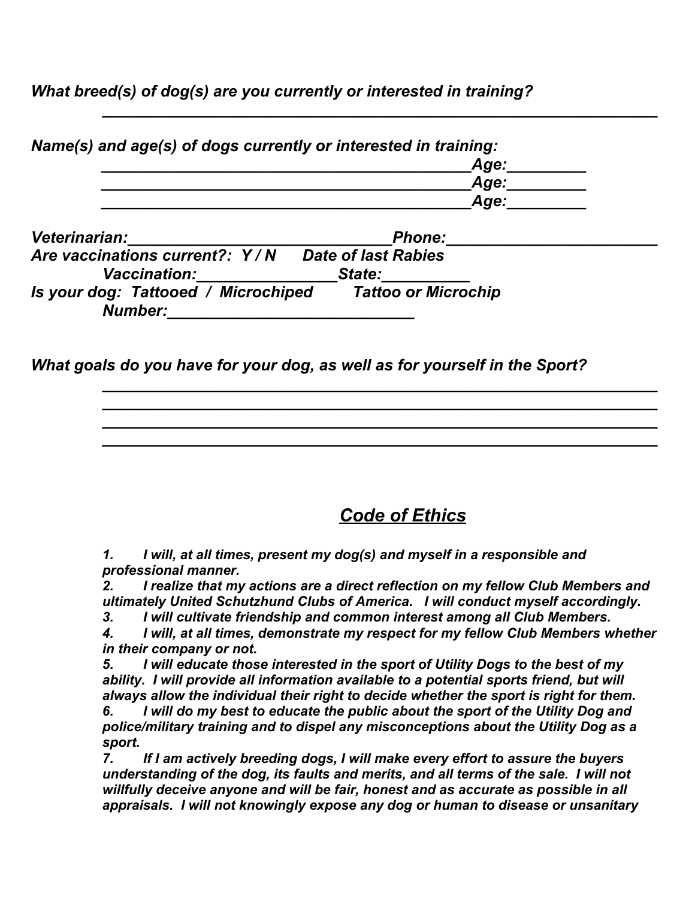***What breed(s) of dog(s) are you currently or interested in training?***

***______________________________________________________________***

***Name(s) and age(s) of dogs currently or interested in training:***

***__________________________________________Age:_________***
***__________________________________________Age:_________***
***__________________________________________Age:_________***

***Veterinarian:______________________________Phone:________________________***
***Are vaccinations current?: Y / N    Date of last Rabies***
***Vaccination:________________State:__________***
***Is your dog: Tattooed / Microchiped    Tattoo or Microchip***
***Number:____________________________***

***What goals do you have for your dog, as well as for yourself in the Sport?***

***______________________________________________________________***
***______________________________________________________________***
***______________________________________________________________***
***______________________________________________________________***

## ***Code of Ethics***

***1. I will, at all times, present my dog(s) and myself in a responsible and professional manner.***
***2. I realize that my actions are a direct reflection on my fellow Club Members and ultimately United Schutzhund Clubs of America. I will conduct myself accordingly.***
***3. I will cultivate friendship and common interest among all Club Members.***
***4. I will, at all times, demonstrate my respect for my fellow Club Members whether in their company or not.***
***5. I will educate those interested in the sport of Utility Dogs to the best of my ability. I will provide all information available to a potential sports friend, but will always allow the individual their right to decide whether the sport is right for them.***
***6. I will do my best to educate the public about the sport of the Utility Dog and police/military training and to dispel any misconceptions about the Utility Dog as a sport.***
***7. If I am actively breeding dogs, I will make every effort to assure the buyers understanding of the dog, its faults and merits, and all terms of the sale. I will not willfully deceive anyone and will be fair, honest and as accurate as possible in all appraisals. I will not knowingly expose any dog or human to disease or unsanitary***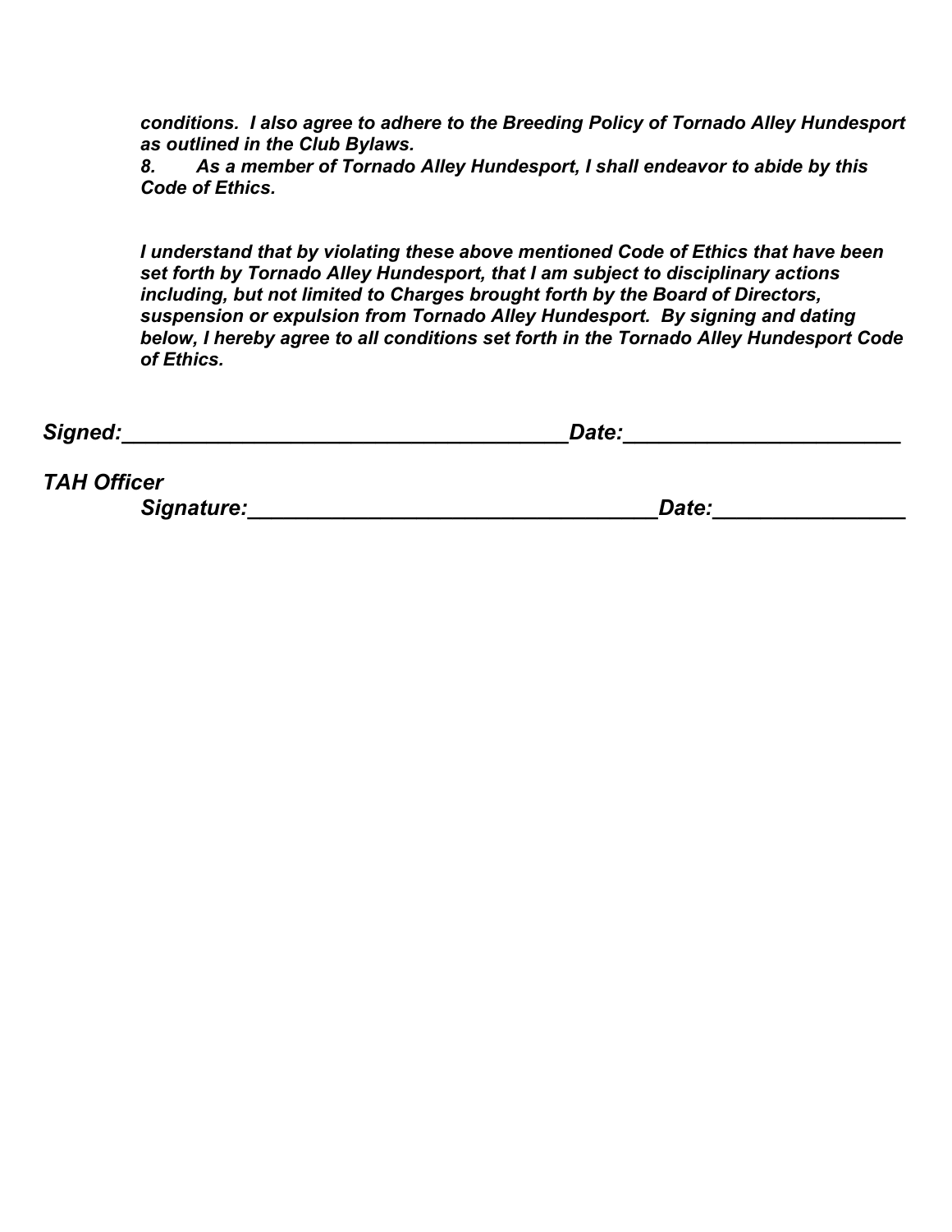***conditions. I also agree to adhere to the Breeding Policy of Tornado Alley Hundesport as outlined in the Club Bylaws.***

***8. As a member of Tornado Alley Hundesport, I shall endeavor to abide by this Code of Ethics.***

***I understand that by violating these above mentioned Code of Ethics that have been set forth by Tornado Alley Hundesport, that I am subject to disciplinary actions including, but not limited to Charges brought forth by the Board of Directors, suspension or expulsion from Tornado Alley Hundesport. By signing and dating below, I hereby agree to all conditions set forth in the Tornado Alley Hundesport Code of Ethics.***

***Signed:_______________________________________Date:________________________***

***TAH Officer***
***Signature:____________________________________Date:_________________***